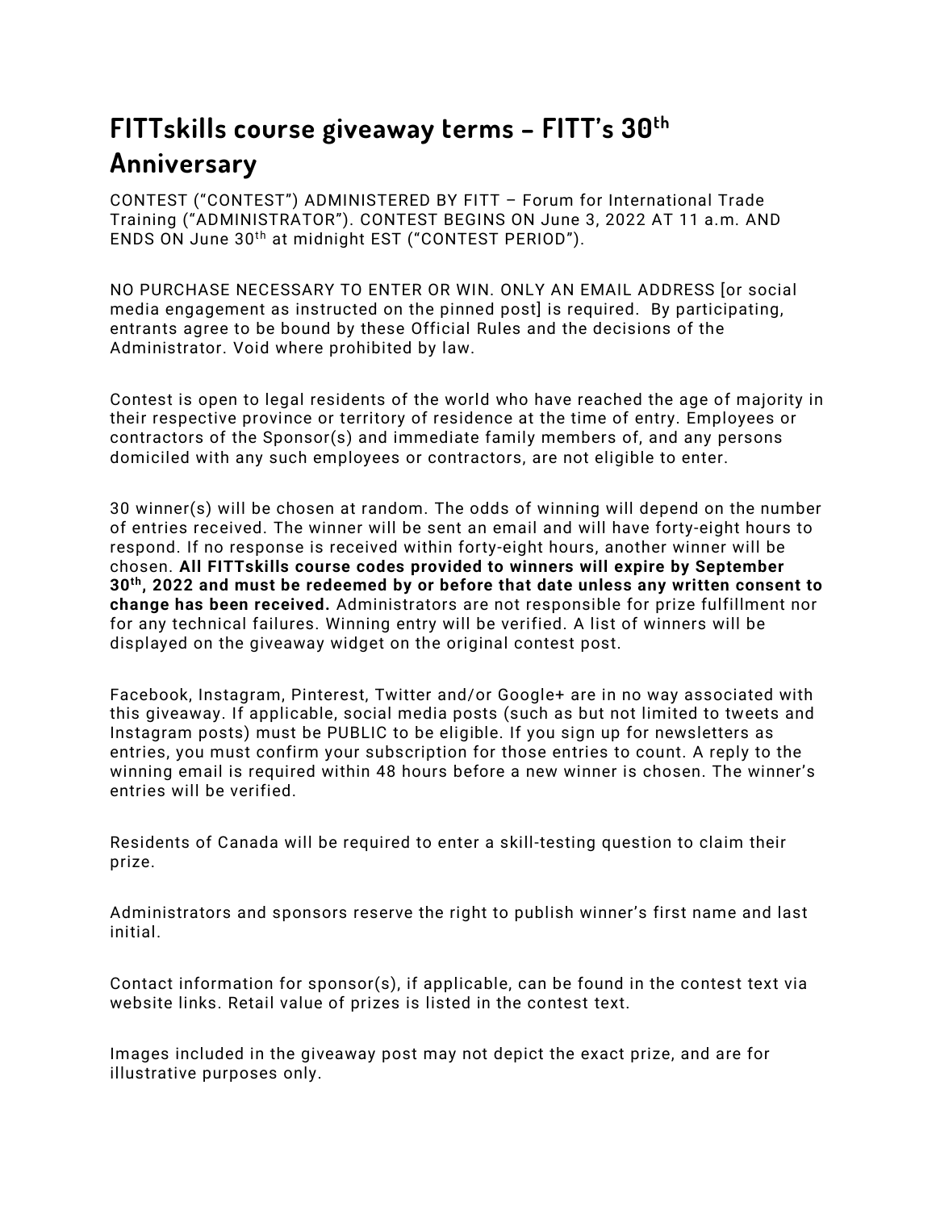# FITTskills course giveaway terms – FITT's 30th Anniversary

CONTEST ("CONTEST") ADMINISTERED BY FITT – Forum for International Trade Training ("ADMINISTRATOR"). CONTEST BEGINS ON June 3, 2022 AT 11 a.m. AND ENDS ON June 30th at midnight EST ("CONTEST PERIOD").

NO PURCHASE NECESSARY TO ENTER OR WIN. ONLY AN EMAIL ADDRESS [or social media engagement as instructed on the pinned post] is required. By participating, entrants agree to be bound by these Official Rules and the decisions of the Administrator. Void where prohibited by law.

Contest is open to legal residents of the world who have reached the age of majority in their respective province or territory of residence at the time of entry. Employees or contractors of the Sponsor(s) and immediate family members of, and any persons domiciled with any such employees or contractors, are not eligible to enter.

30 winner(s) will be chosen at random. The odds of winning will depend on the number of entries received. The winner will be sent an email and will have forty-eight hours to respond. If no response is received within forty-eight hours, another winner will be chosen. **All FITTskills course codes provided to winners will expire by September 30th, 2022 and must be redeemed by or before that date unless any written consent to change has been received.** Administrators are not responsible for prize fulfillment nor for any technical failures. Winning entry will be verified. A list of winners will be displayed on the giveaway widget on the original contest post.

Facebook, Instagram, Pinterest, Twitter and/or Google+ are in no way associated with this giveaway. If applicable, social media posts (such as but not limited to tweets and Instagram posts) must be PUBLIC to be eligible. If you sign up for newsletters as entries, you must confirm your subscription for those entries to count. A reply to the winning email is required within 48 hours before a new winner is chosen. The winner's entries will be verified.

Residents of Canada will be required to enter a skill-testing question to claim their prize.

Administrators and sponsors reserve the right to publish winner's first name and last initial.

Contact information for sponsor(s), if applicable, can be found in the contest text via website links. Retail value of prizes is listed in the contest text.

Images included in the giveaway post may not depict the exact prize, and are for illustrative purposes only.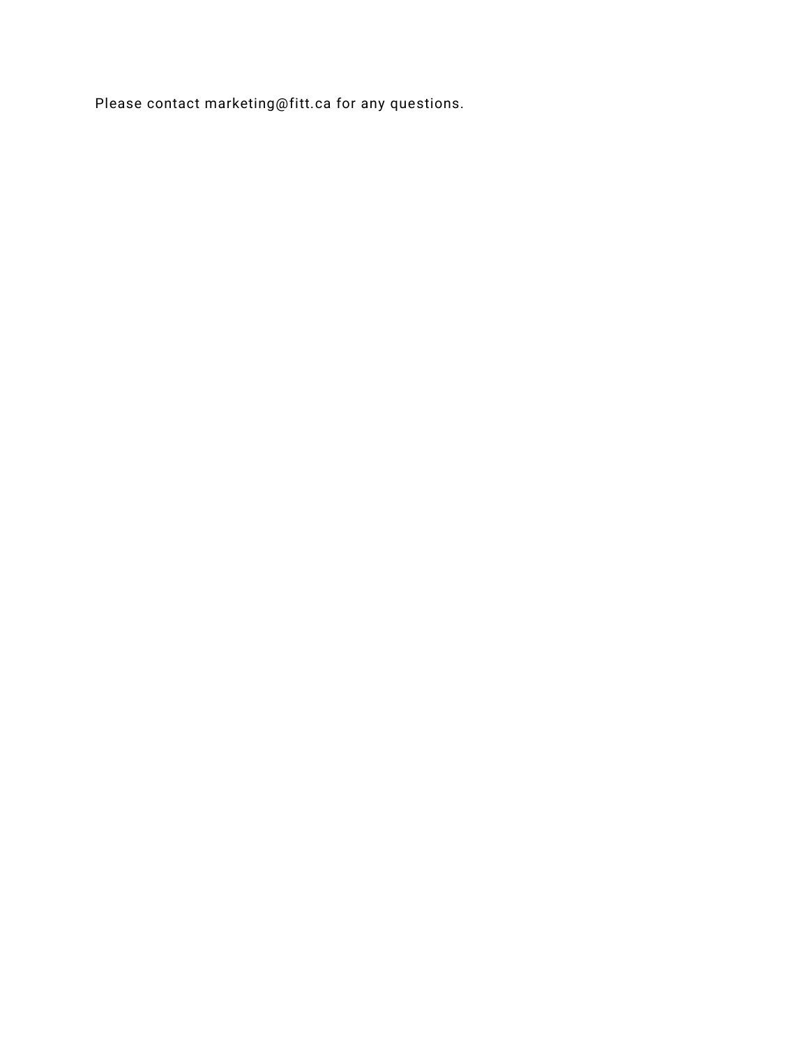Please contact marketing@fitt.ca for any questions.